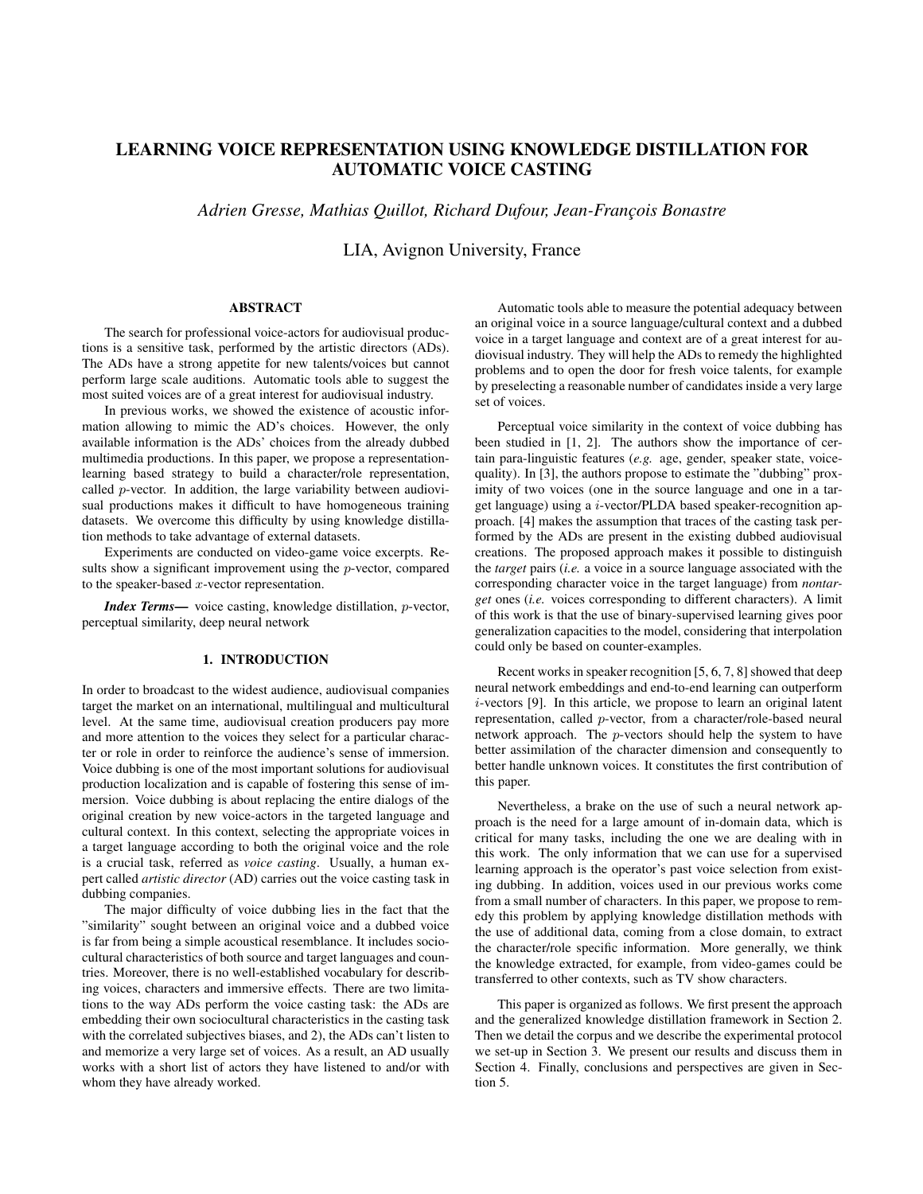# LEARNING VOICE REPRESENTATION USING KNOWLEDGE DISTILLATION FOR AUTOMATIC VOICE CASTING

*Adrien Gresse, Mathias Quillot, Richard Dufour, Jean-François Bonastre*

LIA, Avignon University, France

## ABSTRACT

The search for professional voice-actors for audiovisual productions is a sensitive task, performed by the artistic directors (ADs). The ADs have a strong appetite for new talents/voices but cannot perform large scale auditions. Automatic tools able to suggest the most suited voices are of a great interest for audiovisual industry.

In previous works, we showed the existence of acoustic information allowing to mimic the AD's choices. However, the only available information is the ADs' choices from the already dubbed multimedia productions. In this paper, we propose a representation-learning based strategy to build a character/role representation, called $p$-vector. In addition, the large variability between audiovisual productions makes it difficult to have homogeneous training datasets. We overcome this difficulty by using knowledge distillation methods to take advantage of external datasets.

Experiments are conducted on video-game voice excerpts. Results show a significant improvement using the $p$-vector, compared to the speaker-based $x$-vector representation.

***Index Terms—*** voice casting, knowledge distillation, $p$-vector, perceptual similarity, deep neural network

## 1. INTRODUCTION

In order to broadcast to the widest audience, audiovisual companies target the market on an international, multilingual and multicultural level. At the same time, audiovisual creation producers pay more and more attention to the voices they select for a particular character or role in order to reinforce the audience's sense of immersion. Voice dubbing is one of the most important solutions for audiovisual production localization and is capable of fostering this sense of immersion. Voice dubbing is about replacing the entire dialogs of the original creation by new voice-actors in the targeted language and cultural context. In this context, selecting the appropriate voices in a target language according to both the original voice and the role is a crucial task, referred as *voice casting*. Usually, a human expert called *artistic director* (AD) carries out the voice casting task in dubbing companies.

The major difficulty of voice dubbing lies in the fact that the "similarity" sought between an original voice and a dubbed voice is far from being a simple acoustical resemblance. It includes sociocultural characteristics of both source and target languages and countries. Moreover, there is no well-established vocabulary for describing voices, characters and immersive effects. There are two limitations to the way ADs perform the voice casting task: the ADs are embedding their own sociocultural characteristics in the casting task with the correlated subjectives biases, and 2), the ADs can't listen to and memorize a very large set of voices. As a result, an AD usually works with a short list of actors they have listened to and/or with whom they have already worked.

Automatic tools able to measure the potential adequacy between an original voice in a source language/cultural context and a dubbed voice in a target language and context are of a great interest for audiovisual industry. They will help the ADs to remedy the highlighted problems and to open the door for fresh voice talents, for example by preselecting a reasonable number of candidates inside a very large set of voices.

Perceptual voice similarity in the context of voice dubbing has been studied in [1, 2]. The authors show the importance of certain para-linguistic features (*e.g.* age, gender, speaker state, voice-quality). In [3], the authors propose to estimate the "dubbing" proximity of two voices (one in the source language and one in a target language) using a $i$-vector/PLDA based speaker-recognition approach. [4] makes the assumption that traces of the casting task performed by the ADs are present in the existing dubbed audiovisual creations. The proposed approach makes it possible to distinguish the *target* pairs (*i.e.* a voice in a source language associated with the corresponding character voice in the target language) from *nontarget* ones (*i.e.* voices corresponding to different characters). A limit of this work is that the use of binary-supervised learning gives poor generalization capacities to the model, considering that interpolation could only be based on counter-examples.

Recent works in speaker recognition [5, 6, 7, 8] showed that deep neural network embeddings and end-to-end learning can outperform $i$-vectors [9]. In this article, we propose to learn an original latent representation, called $p$-vector, from a character/role-based neural network approach. The $p$-vectors should help the system to have better assimilation of the character dimension and consequently to better handle unknown voices. It constitutes the first contribution of this paper.

Nevertheless, a brake on the use of such a neural network approach is the need for a large amount of in-domain data, which is critical for many tasks, including the one we are dealing with in this work. The only information that we can use for a supervised learning approach is the operator's past voice selection from existing dubbing. In addition, voices used in our previous works come from a small number of characters. In this paper, we propose to remedy this problem by applying knowledge distillation methods with the use of additional data, coming from a close domain, to extract the character/role specific information. More generally, we think the knowledge extracted, for example, from video-games could be transferred to other contexts, such as TV show characters.

This paper is organized as follows. We first present the approach and the generalized knowledge distillation framework in Section 2. Then we detail the corpus and we describe the experimental protocol we set-up in Section 3. We present our results and discuss them in Section 4. Finally, conclusions and perspectives are given in Section 5.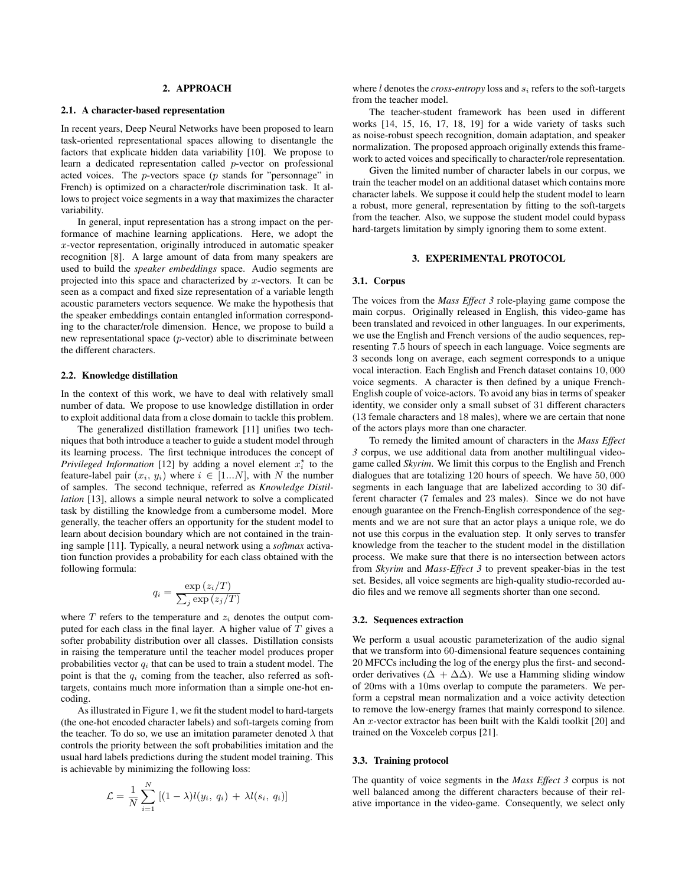## 2. APPROACH

### 2.1. A character-based representation

In recent years, Deep Neural Networks have been proposed to learn task-oriented representational spaces allowing to disentangle the factors that explicate hidden data variability [10]. We propose to learn a dedicated representation called $p$-vector on professional acted voices. The $p$-vectors space ($p$ stands for "personnage" in French) is optimized on a character/role discrimination task. It allows to project voice segments in a way that maximizes the character variability.

In general, input representation has a strong impact on the performance of machine learning applications. Here, we adopt the $x$-vector representation, originally introduced in automatic speaker recognition [8]. A large amount of data from many speakers are used to build the *speaker embeddings* space. Audio segments are projected into this space and characterized by $x$-vectors. It can be seen as a compact and fixed size representation of a variable length acoustic parameters vectors sequence. We make the hypothesis that the speaker embeddings contain entangled information corresponding to the character/role dimension. Hence, we propose to build a new representational space ($p$-vector) able to discriminate between the different characters.

### 2.2. Knowledge distillation

In the context of this work, we have to deal with relatively small number of data. We propose to use knowledge distillation in order to exploit additional data from a close domain to tackle this problem.

The generalized distillation framework [11] unifies two techniques that both introduce a teacher to guide a student model through its learning process. The first technique introduces the concept of *Privileged Information* [12] by adding a novel element $x_i^\star$ to the feature-label pair $(x_i,\ y_i)$ where $i \in [1...N]$, with $N$ the number of samples. The second technique, referred as *Knowledge Distillation* [13], allows a simple neural network to solve a complicated task by distilling the knowledge from a cumbersome model. More generally, the teacher offers an opportunity for the student model to learn about decision boundary which are not contained in the training sample [11]. Typically, a neural network using a *softmax* activation function provides a probability for each class obtained with the following formula:

$$q_i = \frac{\exp\left(z_i/T\right)}{\sum_j \exp\left(z_j/T\right)}$$

where $T$ refers to the temperature and $z_i$ denotes the output computed for each class in the final layer. A higher value of $T$ gives a softer probability distribution over all classes. Distillation consists in raising the temperature until the teacher model produces proper probabilities vector $q_i$ that can be used to train a student model. The point is that the $q_i$ coming from the teacher, also referred as soft-targets, contains much more information than a simple one-hot encoding.

As illustrated in Figure 1, we fit the student model to hard-targets (the one-hot encoded character labels) and soft-targets coming from the teacher. To do so, we use an imitation parameter denoted $\lambda$ that controls the priority between the soft probabilities imitation and the usual hard labels predictions during the student model training. This is achievable by minimizing the following loss:

$$\mathcal{L} = \frac{1}{N}\sum_{i=1}^{N}\left[(1-\lambda)l(y_i,\ q_i)\ +\ \lambda l(s_i,\ q_i)\right]$$

where $l$ denotes the *cross-entropy* loss and $s_i$ refers to the soft-targets from the teacher model.

The teacher-student framework has been used in different works [14, 15, 16, 17, 18, 19] for a wide variety of tasks such as noise-robust speech recognition, domain adaptation, and speaker normalization. The proposed approach originally extends this framework to acted voices and specifically to character/role representation.

Given the limited number of character labels in our corpus, we train the teacher model on an additional dataset which contains more character labels. We suppose it could help the student model to learn a robust, more general, representation by fitting to the soft-targets from the teacher. Also, we suppose the student model could bypass hard-targets limitation by simply ignoring them to some extent.

## 3. EXPERIMENTAL PROTOCOL

### 3.1. Corpus

The voices from the *Mass Effect 3* role-playing game compose the main corpus. Originally released in English, this video-game has been translated and revoiced in other languages. In our experiments, we use the English and French versions of the audio sequences, representing 7.5 hours of speech in each language. Voice segments are 3 seconds long on average, each segment corresponds to a unique vocal interaction. Each English and French dataset contains $10,000$ voice segments. A character is then defined by a unique French-English couple of voice-actors. To avoid any bias in terms of speaker identity, we consider only a small subset of 31 different characters (13 female characters and 18 males), where we are certain that none of the actors plays more than one character.

To remedy the limited amount of characters in the *Mass Effect 3* corpus, we use additional data from another multilingual video-game called *Skyrim*. We limit this corpus to the English and French dialogues that are totalizing 120 hours of speech. We have $50,000$ segments in each language that are labelized according to 30 different character (7 females and 23 males). Since we do not have enough guarantee on the French-English correspondence of the segments and we are not sure that an actor plays a unique role, we do not use this corpus in the evaluation step. It only serves to transfer knowledge from the teacher to the student model in the distillation process. We make sure that there is no intersection between actors from *Skyrim* and *Mass-Effect 3* to prevent speaker-bias in the test set. Besides, all voice segments are high-quality studio-recorded audio files and we remove all segments shorter than one second.

### 3.2. Sequences extraction

We perform a usual acoustic parameterization of the audio signal that we transform into 60-dimensional feature sequences containing 20 MFCCs including the log of the energy plus the first- and second-order derivatives ($\Delta\ +\ \Delta\Delta$). We use a Hamming sliding window of 20ms with a 10ms overlap to compute the parameters. We perform a cepstral mean normalization and a voice activity detection to remove the low-energy frames that mainly correspond to silence. An $x$-vector extractor has been built with the Kaldi toolkit [20] and trained on the Voxceleb corpus [21].

### 3.3. Training protocol

The quantity of voice segments in the *Mass Effect 3* corpus is not well balanced among the different characters because of their relative importance in the video-game. Consequently, we select only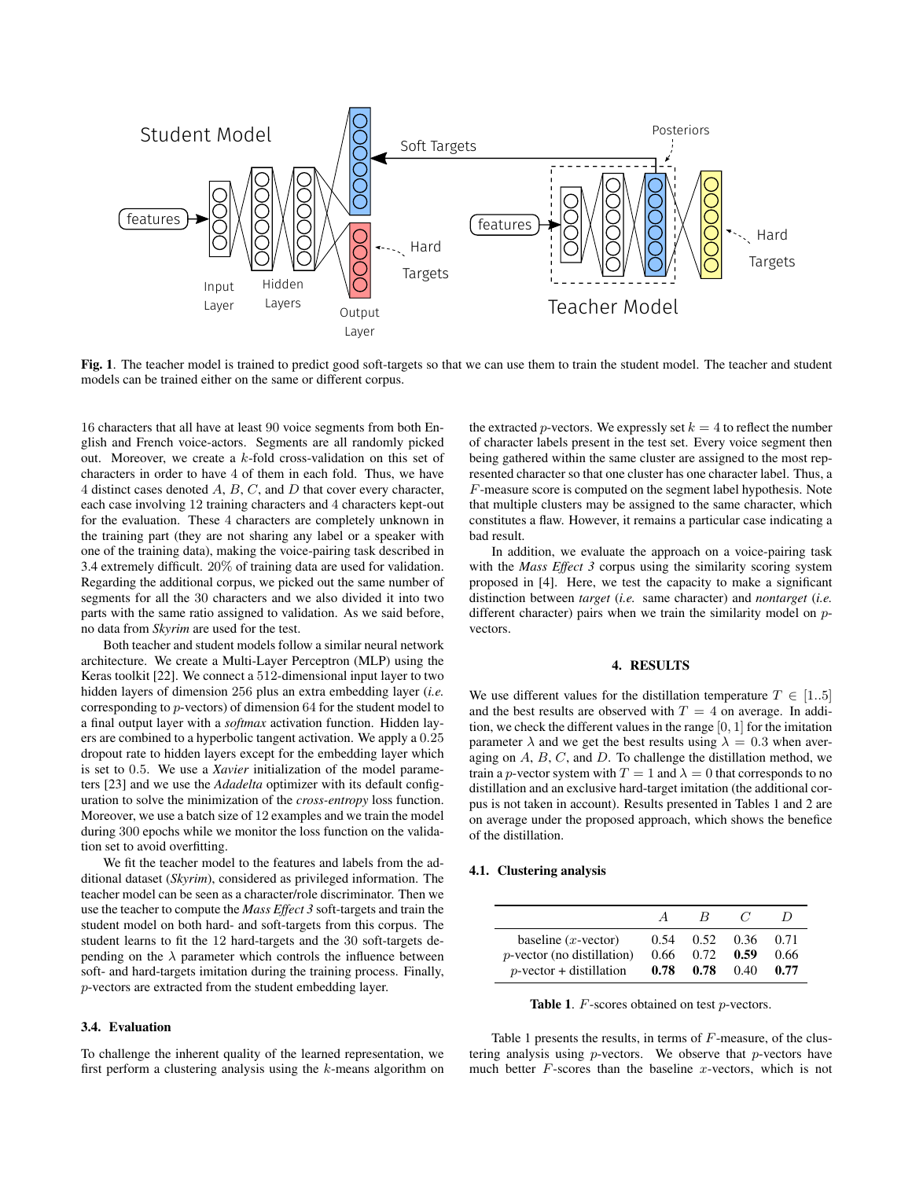**Fig. 1**. The teacher model is trained to predict good soft-targets so that we can use them to train the student model. The teacher and student models can be trained either on the same or different corpus.

16 characters that all have at least 90 voice segments from both English and French voice-actors. Segments are all randomly picked out. Moreover, we create a $k$-fold cross-validation on this set of characters in order to have 4 of them in each fold. Thus, we have 4 distinct cases denoted $A$, $B$, $C$, and $D$ that cover every character, each case involving 12 training characters and 4 characters kept-out for the evaluation. These 4 characters are completely unknown in the training part (they are not sharing any label or a speaker with one of the training data), making the voice-pairing task described in 3.4 extremely difficult. 20% of training data are used for validation. Regarding the additional corpus, we picked out the same number of segments for all the 30 characters and we also divided it into two parts with the same ratio assigned to validation. As we said before, no data from *Skyrim* are used for the test.

Both teacher and student models follow a similar neural network architecture. We create a Multi-Layer Perceptron (MLP) using the Keras toolkit [22]. We connect a 512-dimensional input layer to two hidden layers of dimension 256 plus an extra embedding layer (*i.e.* corresponding to $p$-vectors) of dimension 64 for the student model to a final output layer with a *softmax* activation function. Hidden layers are combined to a hyperbolic tangent activation. We apply a 0.25 dropout rate to hidden layers except for the embedding layer which is set to 0.5. We use a *Xavier* initialization of the model parameters [23] and we use the *Adadelta* optimizer with its default configuration to solve the minimization of the *cross-entropy* loss function. Moreover, we use a batch size of 12 examples and we train the model during 300 epochs while we monitor the loss function on the validation set to avoid overfitting.

We fit the teacher model to the features and labels from the additional dataset (*Skyrim*), considered as privileged information. The teacher model can be seen as a character/role discriminator. Then we use the teacher to compute the *Mass Effect 3* soft-targets and train the student model on both hard- and soft-targets from this corpus. The student learns to fit the 12 hard-targets and the 30 soft-targets depending on the $\lambda$ parameter which controls the influence between soft- and hard-targets imitation during the training process. Finally, $p$-vectors are extracted from the student embedding layer.

### 3.4. Evaluation

To challenge the inherent quality of the learned representation, we first perform a clustering analysis using the $k$-means algorithm on the extracted $p$-vectors. We expressly set $k = 4$ to reflect the number of character labels present in the test set. Every voice segment then being gathered within the same cluster are assigned to the most represented character so that one cluster has one character label. Thus, a $F$-measure score is computed on the segment label hypothesis. Note that multiple clusters may be assigned to the same character, which constitutes a flaw. However, it remains a particular case indicating a bad result.

In addition, we evaluate the approach on a voice-pairing task with the *Mass Effect 3* corpus using the similarity scoring system proposed in [4]. Here, we test the capacity to make a significant distinction between *target* (*i.e.* same character) and *nontarget* (*i.e.* different character) pairs when we train the similarity model on $p$-vectors.

## 4. RESULTS

We use different values for the distillation temperature $T \in [1..5]$ and the best results are observed with $T = 4$ on average. In addition, we check the different values in the range $[0, 1]$ for the imitation parameter $\lambda$ and we get the best results using $\lambda = 0.3$ when averaging on $A$, $B$, $C$, and $D$. To challenge the distillation method, we train a $p$-vector system with $T = 1$ and $\lambda = 0$ that corresponds to no distillation and an exclusive hard-target imitation (the additional corpus is not taken in account). Results presented in Tables 1 and 2 are on average under the proposed approach, which shows the benefice of the distillation.

### 4.1. Clustering analysis

| | $A$ | $B$ | $C$ | $D$ |
|---|---|---|---|---|
| baseline ($x$-vector) | 0.54 | 0.52 | 0.36 | 0.71 |
| $p$-vector (no distillation) | 0.66 | 0.72 | **0.59** | 0.66 |
| $p$-vector + distillation | **0.78** | **0.78** | 0.40 | **0.77** |

**Table 1**. $F$-scores obtained on test $p$-vectors.

Table 1 presents the results, in terms of $F$-measure, of the clustering analysis using $p$-vectors. We observe that $p$-vectors have much better $F$-scores than the baseline $x$-vectors, which is not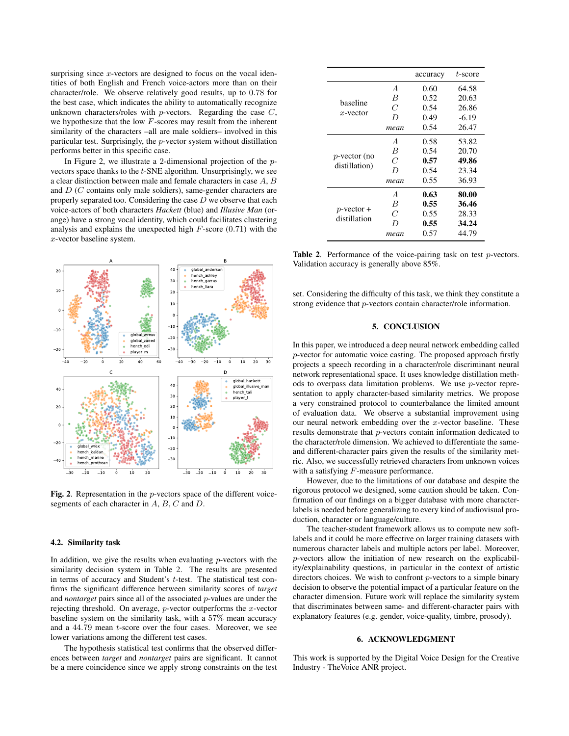surprising since $x$-vectors are designed to focus on the vocal identities of both English and French voice-actors more than on their character/role. We observe relatively good results, up to 0.78 for the best case, which indicates the ability to automatically recognize unknown characters/roles with $p$-vectors. Regarding the case $C$, we hypothesize that the low $F$-scores may result from the inherent similarity of the characters –all are male soldiers– involved in this particular test. Surprisingly, the $p$-vector system without distillation performs better in this specific case.

In Figure 2, we illustrate a 2-dimensional projection of the $p$-vectors space thanks to the $t$-SNE algorithm. Unsurprisingly, we see a clear distinction between male and female characters in case $A$, $B$ and $D$ ($C$ contains only male soldiers), same-gender characters are properly separated too. Considering the case $D$ we observe that each voice-actors of both characters *Hackett* (blue) and *Illusive Man* (orange) have a strong vocal identity, which could facilitates clustering analysis and explains the unexpected high $F$-score (0.71) with the $x$-vector baseline system.

**Fig. 2**. Representation in the $p$-vectors space of the different voice-segments of each character in $A$, $B$, $C$ and $D$.

### 4.2. Similarity task

In addition, we give the results when evaluating $p$-vectors with the similarity decision system in Table 2. The results are presented in terms of accuracy and Student's $t$-test. The statistical test confirms the significant difference between similarity scores of *target* and *nontarget* pairs since all of the associated $p$-values are under the rejecting threshold. On average, $p$-vector outperforms the $x$-vector baseline system on the similarity task, with a 57% mean accuracy and a 44.79 mean $t$-score over the four cases. Moreover, we see lower variations among the different test cases.

The hypothesis statistical test confirms that the observed differences between *target* and *nontarget* pairs are significant. It cannot be a mere coincidence since we apply strong constraints on the test set. Considering the difficulty of this task, we think they constitute a strong evidence that $p$-vectors contain character/role information.

| | | accuracy | $t$-score |
|---|---|---|---|
| baseline $x$-vector | $A$ | 0.60 | 64.58 |
| | $B$ | 0.52 | 20.63 |
| | $C$ | 0.54 | 26.86 |
| | $D$ | 0.49 | -6.19 |
| | *mean* | 0.54 | 26.47 |
| $p$-vector (no distillation) | $A$ | 0.58 | 53.82 |
| | $B$ | 0.54 | 20.70 |
| | $C$ | **0.57** | **49.86** |
| | $D$ | 0.54 | 23.34 |
| | *mean* | 0.55 | 36.93 |
| $p$-vector + distillation | $A$ | **0.63** | **80.00** |
| | $B$ | **0.55** | **36.46** |
| | $C$ | 0.55 | 28.33 |
| | $D$ | **0.55** | **34.24** |
| | *mean* | 0.57 | 44.79 |

**Table 2**. Performance of the voice-pairing task on test $p$-vectors. Validation accuracy is generally above 85%.

## 5. CONCLUSION

In this paper, we introduced a deep neural network embedding called $p$-vector for automatic voice casting. The proposed approach firstly projects a speech recording in a character/role discriminant neural network representational space. It uses knowledge distillation methods to overpass data limitation problems. We use $p$-vector representation to apply character-based similarity metrics. We propose a very constrained protocol to counterbalance the limited amount of evaluation data. We observe a substantial improvement using our neural network embedding over the $x$-vector baseline. These results demonstrate that $p$-vectors contain information dedicated to the character/role dimension. We achieved to differentiate the same- and different-character pairs given the results of the similarity metric. Also, we successfully retrieved characters from unknown voices with a satisfying $F$-measure performance.

However, due to the limitations of our database and despite the rigorous protocol we designed, some caution should be taken. Confirmation of our findings on a bigger database with more character-labels is needed before generalizing to every kind of audiovisual production, character or language/culture.

The teacher-student framework allows us to compute new soft-labels and it could be more effective on larger training datasets with numerous character labels and multiple actors per label. Moreover, $p$-vectors allow the initiation of new research on the explicability/explainability questions, in particular in the context of artistic directors choices. We wish to confront $p$-vectors to a simple binary decision to observe the potential impact of a particular feature on the character dimension. Future work will replace the similarity system that discriminates between same- and different-character pairs with explanatory features (e.g. gender, voice-quality, timbre, prosody).

## 6. ACKNOWLEDGMENT

This work is supported by the Digital Voice Design for the Creative Industry - TheVoice ANR project.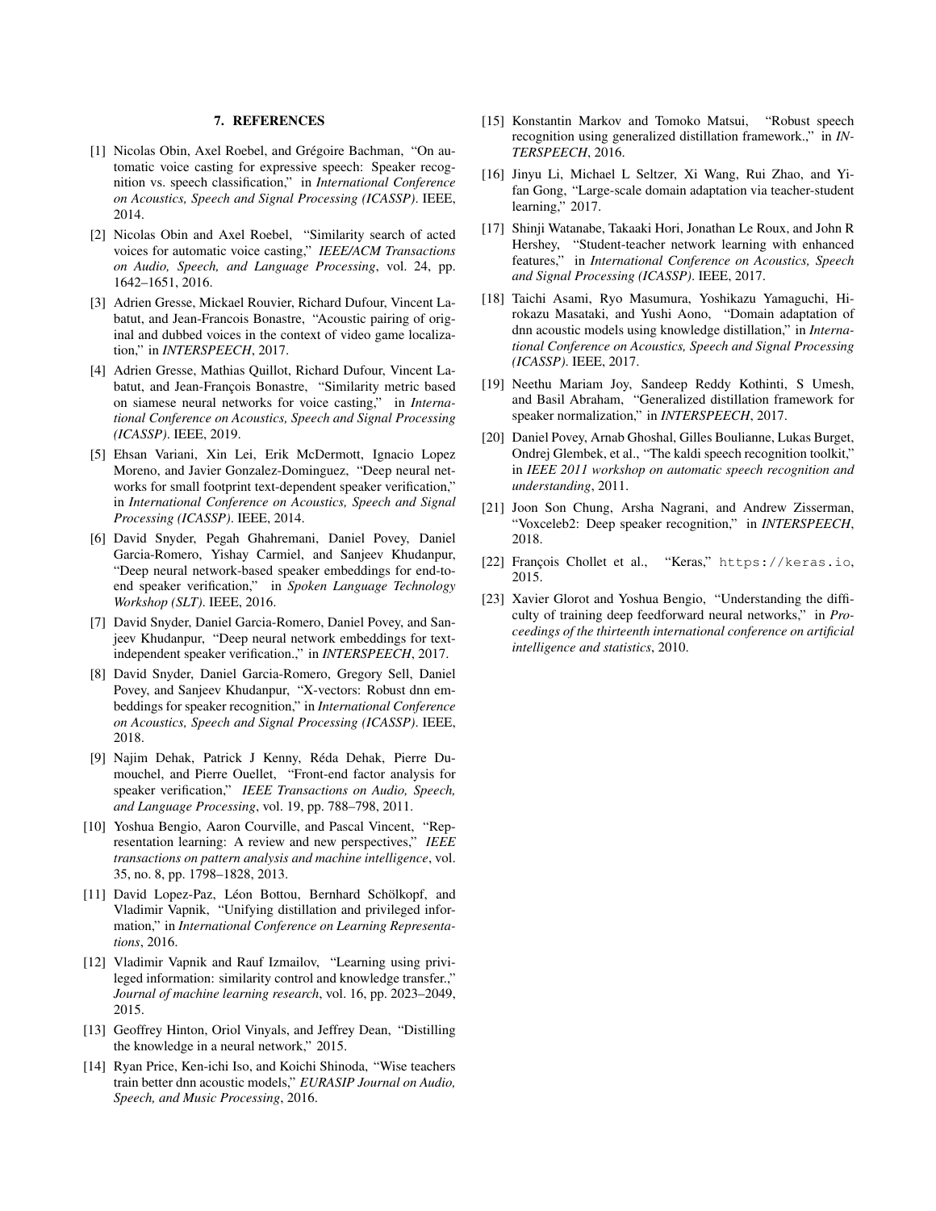## 7. REFERENCES

[1] Nicolas Obin, Axel Roebel, and Grégoire Bachman, "On automatic voice casting for expressive speech: Speaker recognition vs. speech classification," in *International Conference on Acoustics, Speech and Signal Processing (ICASSP)*. IEEE, 2014.

[2] Nicolas Obin and Axel Roebel, "Similarity search of acted voices for automatic voice casting," *IEEE/ACM Transactions on Audio, Speech, and Language Processing*, vol. 24, pp. 1642–1651, 2016.

[3] Adrien Gresse, Mickael Rouvier, Richard Dufour, Vincent Labatut, and Jean-Francois Bonastre, "Acoustic pairing of original and dubbed voices in the context of video game localization," in *INTERSPEECH*, 2017.

[4] Adrien Gresse, Mathias Quillot, Richard Dufour, Vincent Labatut, and Jean-François Bonastre, "Similarity metric based on siamese neural networks for voice casting," in *International Conference on Acoustics, Speech and Signal Processing (ICASSP)*. IEEE, 2019.

[5] Ehsan Variani, Xin Lei, Erik McDermott, Ignacio Lopez Moreno, and Javier Gonzalez-Dominguez, "Deep neural networks for small footprint text-dependent speaker verification," in *International Conference on Acoustics, Speech and Signal Processing (ICASSP)*. IEEE, 2014.

[6] David Snyder, Pegah Ghahremani, Daniel Povey, Daniel Garcia-Romero, Yishay Carmiel, and Sanjeev Khudanpur, "Deep neural network-based speaker embeddings for end-to-end speaker verification," in *Spoken Language Technology Workshop (SLT)*. IEEE, 2016.

[7] David Snyder, Daniel Garcia-Romero, Daniel Povey, and Sanjeev Khudanpur, "Deep neural network embeddings for text-independent speaker verification.," in *INTERSPEECH*, 2017.

[8] David Snyder, Daniel Garcia-Romero, Gregory Sell, Daniel Povey, and Sanjeev Khudanpur, "X-vectors: Robust dnn embeddings for speaker recognition," in *International Conference on Acoustics, Speech and Signal Processing (ICASSP)*. IEEE, 2018.

[9] Najim Dehak, Patrick J Kenny, Réda Dehak, Pierre Dumouchel, and Pierre Ouellet, "Front-end factor analysis for speaker verification," *IEEE Transactions on Audio, Speech, and Language Processing*, vol. 19, pp. 788–798, 2011.

[10] Yoshua Bengio, Aaron Courville, and Pascal Vincent, "Representation learning: A review and new perspectives," *IEEE transactions on pattern analysis and machine intelligence*, vol. 35, no. 8, pp. 1798–1828, 2013.

[11] David Lopez-Paz, Léon Bottou, Bernhard Schölkopf, and Vladimir Vapnik, "Unifying distillation and privileged information," in *International Conference on Learning Representations*, 2016.

[12] Vladimir Vapnik and Rauf Izmailov, "Learning using privileged information: similarity control and knowledge transfer.," *Journal of machine learning research*, vol. 16, pp. 2023–2049, 2015.

[13] Geoffrey Hinton, Oriol Vinyals, and Jeffrey Dean, "Distilling the knowledge in a neural network," 2015.

[14] Ryan Price, Ken-ichi Iso, and Koichi Shinoda, "Wise teachers train better dnn acoustic models," *EURASIP Journal on Audio, Speech, and Music Processing*, 2016.

[15] Konstantin Markov and Tomoko Matsui, "Robust speech recognition using generalized distillation framework.," in *INTERSPEECH*, 2016.

[16] Jinyu Li, Michael L Seltzer, Xi Wang, Rui Zhao, and Yifan Gong, "Large-scale domain adaptation via teacher-student learning," 2017.

[17] Shinji Watanabe, Takaaki Hori, Jonathan Le Roux, and John R Hershey, "Student-teacher network learning with enhanced features," in *International Conference on Acoustics, Speech and Signal Processing (ICASSP)*. IEEE, 2017.

[18] Taichi Asami, Ryo Masumura, Yoshikazu Yamaguchi, Hirokazu Masataki, and Yushi Aono, "Domain adaptation of dnn acoustic models using knowledge distillation," in *International Conference on Acoustics, Speech and Signal Processing (ICASSP)*. IEEE, 2017.

[19] Neethu Mariam Joy, Sandeep Reddy Kothinti, S Umesh, and Basil Abraham, "Generalized distillation framework for speaker normalization," in *INTERSPEECH*, 2017.

[20] Daniel Povey, Arnab Ghoshal, Gilles Boulianne, Lukas Burget, Ondrej Glembek, et al., "The kaldi speech recognition toolkit," in *IEEE 2011 workshop on automatic speech recognition and understanding*, 2011.

[21] Joon Son Chung, Arsha Nagrani, and Andrew Zisserman, "Voxceleb2: Deep speaker recognition," in *INTERSPEECH*, 2018.

[22] François Chollet et al., "Keras," `https://keras.io`, 2015.

[23] Xavier Glorot and Yoshua Bengio, "Understanding the difficulty of training deep feedforward neural networks," in *Proceedings of the thirteenth international conference on artificial intelligence and statistics*, 2010.